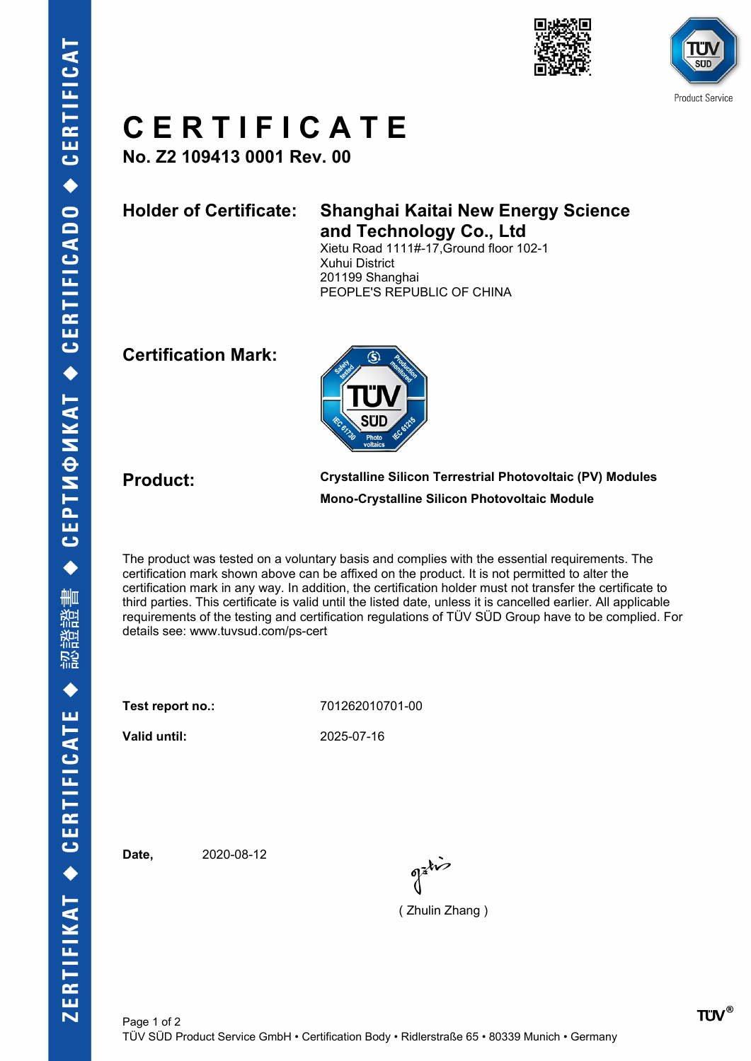# CERTIFICATE

**No. Z2 109413 0001 Rev. 00**

**Holder of Certificate:** **Shanghai Kaitai New Energy Science and Technology Co., Ltd**
Xietu Road 1111#-17,Ground floor 102-1
Xuhui District
201199 Shanghai
PEOPLE'S REPUBLIC OF CHINA

**Certification Mark:**

**Product:** **Crystalline Silicon Terrestrial Photovoltaic (PV) Modules**
**Mono-Crystalline Silicon Photovoltaic Module**

The product was tested on a voluntary basis and complies with the essential requirements. The certification mark shown above can be affixed on the product. It is not permitted to alter the certification mark in any way. In addition, the certification holder must not transfer the certificate to third parties. This certificate is valid until the listed date, unless it is cancelled earlier. All applicable requirements of the testing and certification regulations of TÜV SÜD Group have to be complied. For details see: www.tuvsud.com/ps-cert

**Test report no.:** 701262010701-00

**Valid until:** 2025-07-16

**Date,** 2020-08-12

( Zhulin Zhang )

TÜV SÜD Product Service GmbH • Certification Body • Ridlerstraße 65 • 80339 Munich • Germany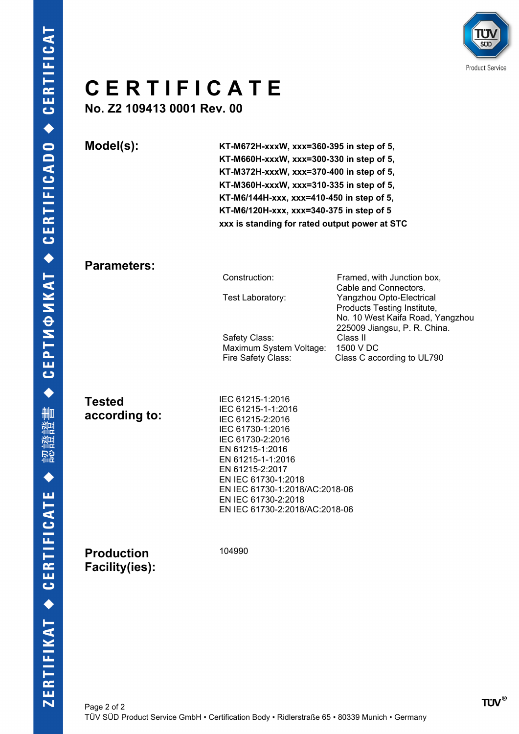# CERTIFICATE

**No. Z2 109413 0001 Rev. 00**

**Model(s):**

**KT-M672H-xxxW, xxx=360-395 in step of 5,**
**KT-M660H-xxxW, xxx=300-330 in step of 5,**
**KT-M372H-xxxW, xxx=370-400 in step of 5,**
**KT-M360H-xxxW, xxx=310-335 in step of 5,**
**KT-M6/144H-xxx, xxx=410-450 in step of 5,**
**KT-M6/120H-xxx, xxx=340-375 in step of 5**
**xxx is standing for rated output power at STC**

**Parameters:**

| | |
|---|---|
| Construction: | Framed, with Junction box, Cable and Connectors. |
| Test Laboratory: | Yangzhou Opto-Electrical Products Testing Institute, No. 10 West Kaifa Road, Yangzhou 225009 Jiangsu, P. R. China. |
| Safety Class: | Class II |
| Maximum System Voltage: | 1500 V DC |
| Fire Safety Class: | Class C according to UL790 |

**Tested according to:**

IEC 61215-1:2016
IEC 61215-1-1:2016
IEC 61215-2:2016
IEC 61730-1:2016
IEC 61730-2:2016
EN 61215-1:2016
EN 61215-1-1:2016
EN 61215-2:2017
EN IEC 61730-1:2018
EN IEC 61730-1:2018/AC:2018-06
EN IEC 61730-2:2018
EN IEC 61730-2:2018/AC:2018-06

**Production Facility(ies):**

104990

TÜV SÜD Product Service GmbH • Certification Body • Ridlerstraße 65 • 80339 Munich • Germany